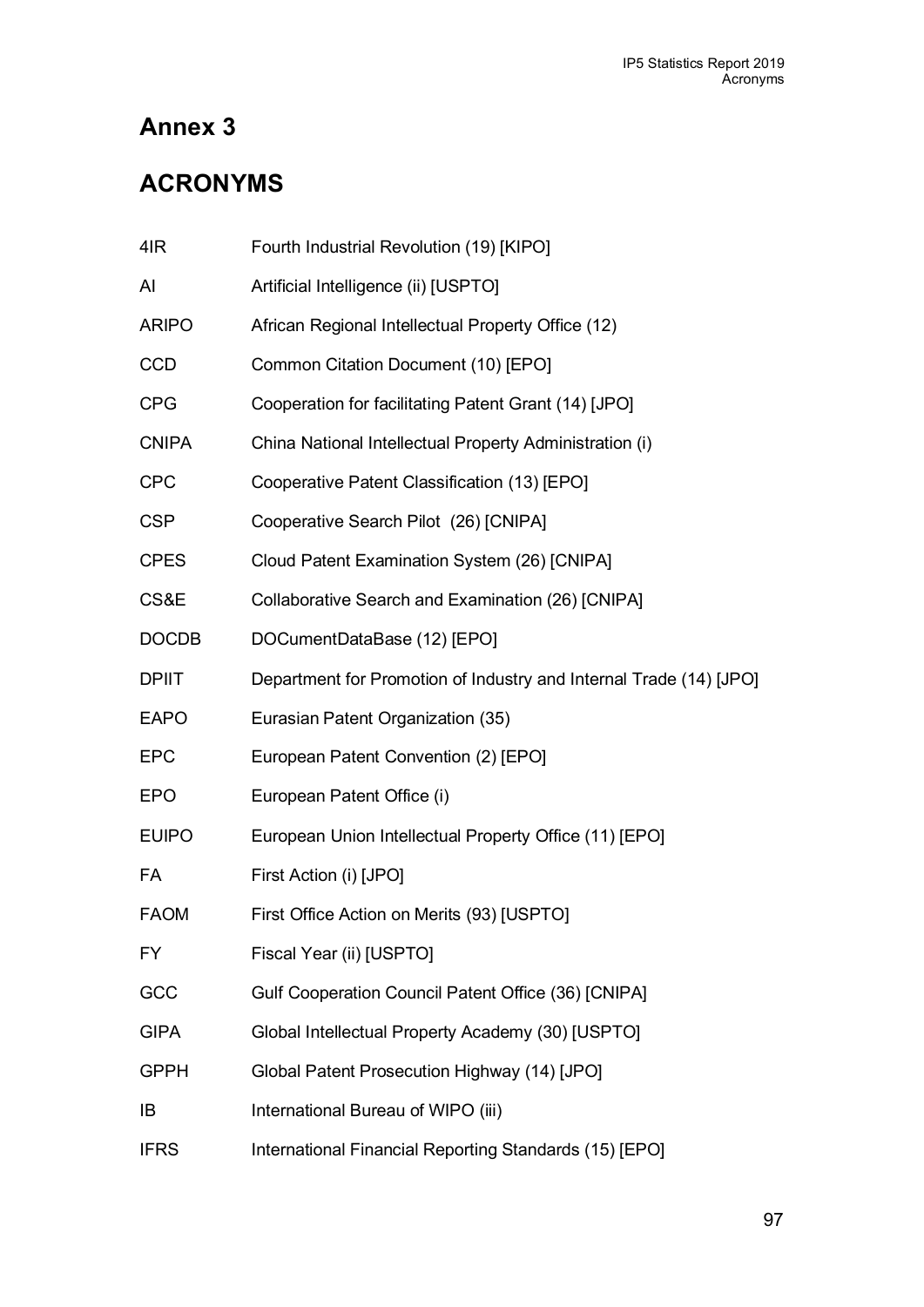# Annex 3

## ACRONYMS

| | |
|---|---|
| 4IR | Fourth Industrial Revolution (19) [KIPO] |
| AI | Artificial Intelligence (ii) [USPTO] |
| ARIPO | African Regional Intellectual Property Office (12) |
| CCD | Common Citation Document (10) [EPO] |
| CPG | Cooperation for facilitating Patent Grant (14) [JPO] |
| CNIPA | China National Intellectual Property Administration (i) |
| CPC | Cooperative Patent Classification (13) [EPO] |
| CSP | Cooperative Search Pilot (26) [CNIPA] |
| CPES | Cloud Patent Examination System (26) [CNIPA] |
| CS&E | Collaborative Search and Examination (26) [CNIPA] |
| DOCDB | DOCumentDataBase (12) [EPO] |
| DPIIT | Department for Promotion of Industry and Internal Trade (14) [JPO] |
| EAPO | Eurasian Patent Organization (35) |
| EPC | European Patent Convention (2) [EPO] |
| EPO | European Patent Office (i) |
| EUIPO | European Union Intellectual Property Office (11) [EPO] |
| FA | First Action (i) [JPO] |
| FAOM | First Office Action on Merits (93) [USPTO] |
| FY | Fiscal Year (ii) [USPTO] |
| GCC | Gulf Cooperation Council Patent Office (36) [CNIPA] |
| GIPA | Global Intellectual Property Academy (30) [USPTO] |
| GPPH | Global Patent Prosecution Highway (14) [JPO] |
| IB | International Bureau of WIPO (iii) |
| IFRS | International Financial Reporting Standards (15) [EPO] |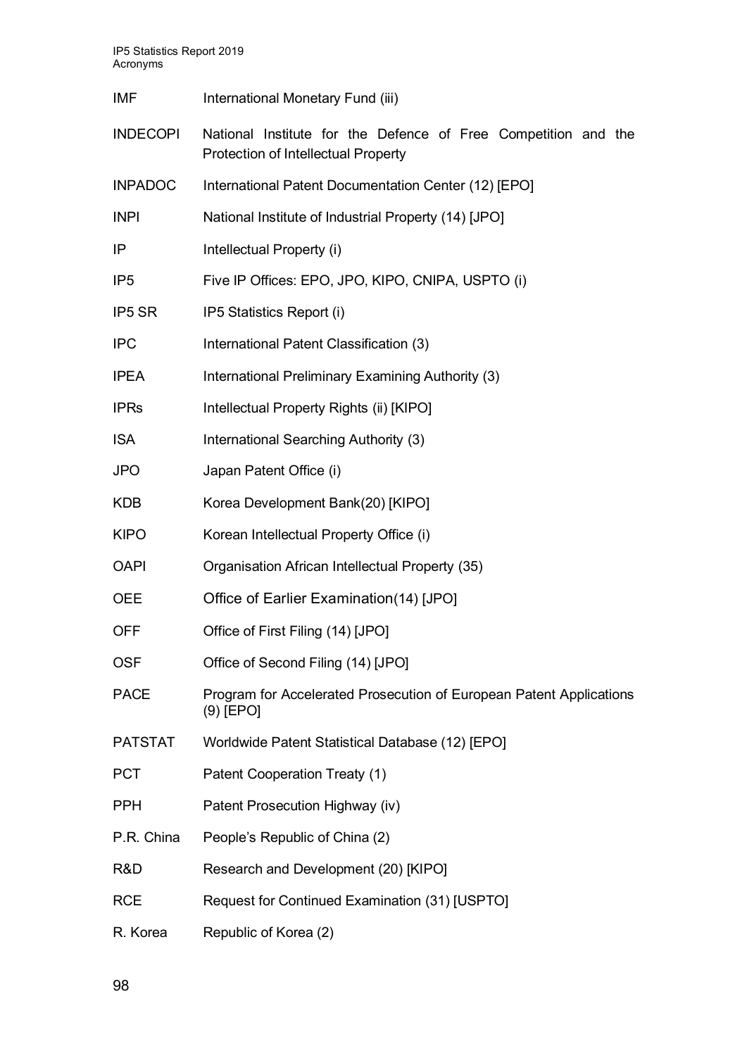| | |
|---|---|
| IMF | International Monetary Fund (iii) |
| INDECOPI | National Institute for the Defence of Free Competition and the Protection of Intellectual Property |
| INPADOC | International Patent Documentation Center (12) [EPO] |
| INPI | National Institute of Industrial Property (14) [JPO] |
| IP | Intellectual Property (i) |
| IP5 | Five IP Offices: EPO, JPO, KIPO, CNIPA, USPTO (i) |
| IP5 SR | IP5 Statistics Report (i) |
| IPC | International Patent Classification (3) |
| IPEA | International Preliminary Examining Authority (3) |
| IPRs | Intellectual Property Rights (ii) [KIPO] |
| ISA | International Searching Authority (3) |
| JPO | Japan Patent Office (i) |
| KDB | Korea Development Bank(20) [KIPO] |
| KIPO | Korean Intellectual Property Office (i) |
| OAPI | Organisation African Intellectual Property (35) |
| OEE | Office of Earlier Examination(14) [JPO] |
| OFF | Office of First Filing (14) [JPO] |
| OSF | Office of Second Filing (14) [JPO] |
| PACE | Program for Accelerated Prosecution of European Patent Applications (9) [EPO] |
| PATSTAT | Worldwide Patent Statistical Database (12) [EPO] |
| PCT | Patent Cooperation Treaty (1) |
| PPH | Patent Prosecution Highway (iv) |
| P.R. China | People's Republic of China (2) |
| R&D | Research and Development (20) [KIPO] |
| RCE | Request for Continued Examination (31) [USPTO] |
| R. Korea | Republic of Korea (2) |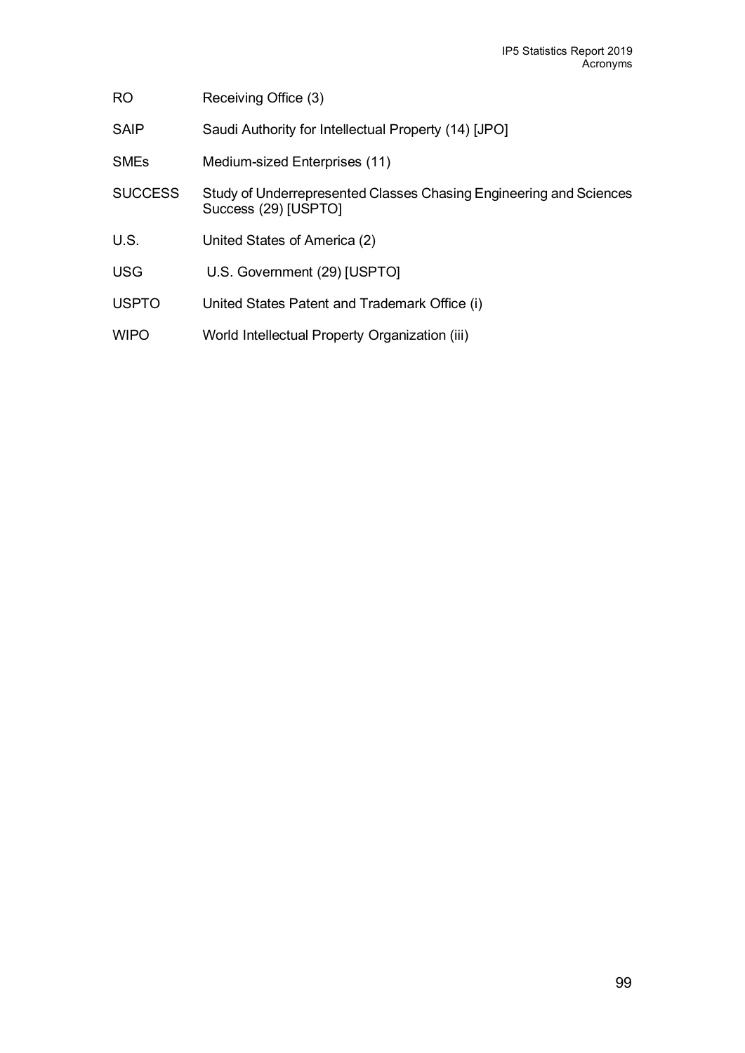| | |
|---|---|
| RO | Receiving Office (3) |
| SAIP | Saudi Authority for Intellectual Property (14) [JPO] |
| SMEs | Medium-sized Enterprises (11) |
| SUCCESS | Study of Underrepresented Classes Chasing Engineering and Sciences Success (29) [USPTO] |
| U.S. | United States of America (2) |
| USG | U.S. Government (29) [USPTO] |
| USPTO | United States Patent and Trademark Office (i) |
| WIPO | World Intellectual Property Organization (iii) |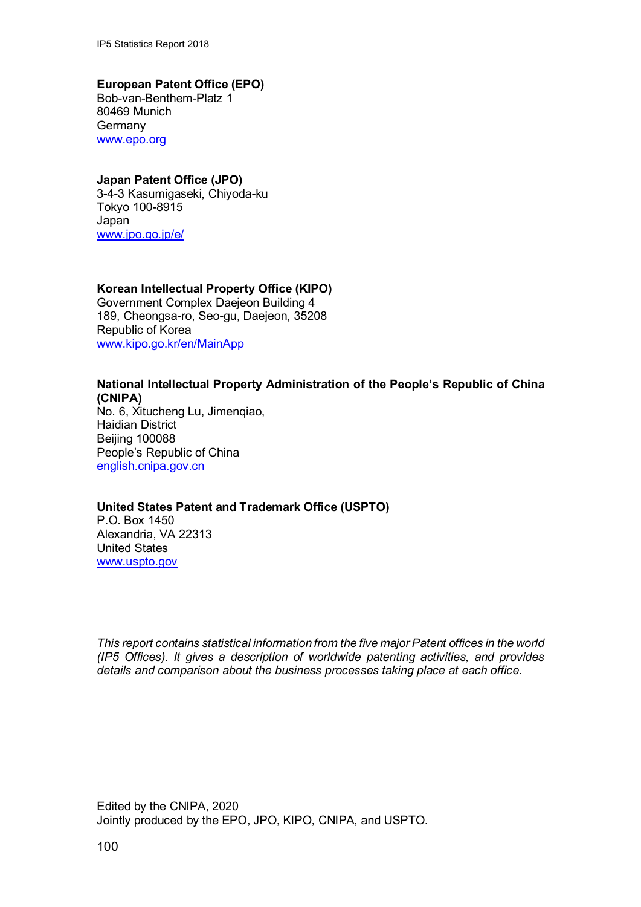**European Patent Office (EPO)**
Bob-van-Benthem-Platz 1
80469 Munich
Germany
[www.epo.org](http://www.epo.org)

**Japan Patent Office (JPO)**
3-4-3 Kasumigaseki, Chiyoda-ku
Tokyo 100-8915
Japan
[www.jpo.go.jp/e/](http://www.jpo.go.jp/e/)

**Korean Intellectual Property Office (KIPO)**
Government Complex Daejeon Building 4
189, Cheongsa-ro, Seo-gu, Daejeon, 35208
Republic of Korea
[www.kipo.go.kr/en/MainApp](http://www.kipo.go.kr/en/MainApp)

**National Intellectual Property Administration of the People's Republic of China (CNIPA)**
No. 6, Xitucheng Lu, Jimenqiao,
Haidian District
Beijing 100088
People's Republic of China
[english.cnipa.gov.cn](http://english.cnipa.gov.cn)

**United States Patent and Trademark Office (USPTO)**
P.O. Box 1450
Alexandria, VA 22313
United States
[www.uspto.gov](http://www.uspto.gov)

*This report contains statistical information from the five major Patent offices in the world (IP5 Offices). It gives a description of worldwide patenting activities, and provides details and comparison about the business processes taking place at each office.*

Edited by the CNIPA, 2020
Jointly produced by the EPO, JPO, KIPO, CNIPA, and USPTO.